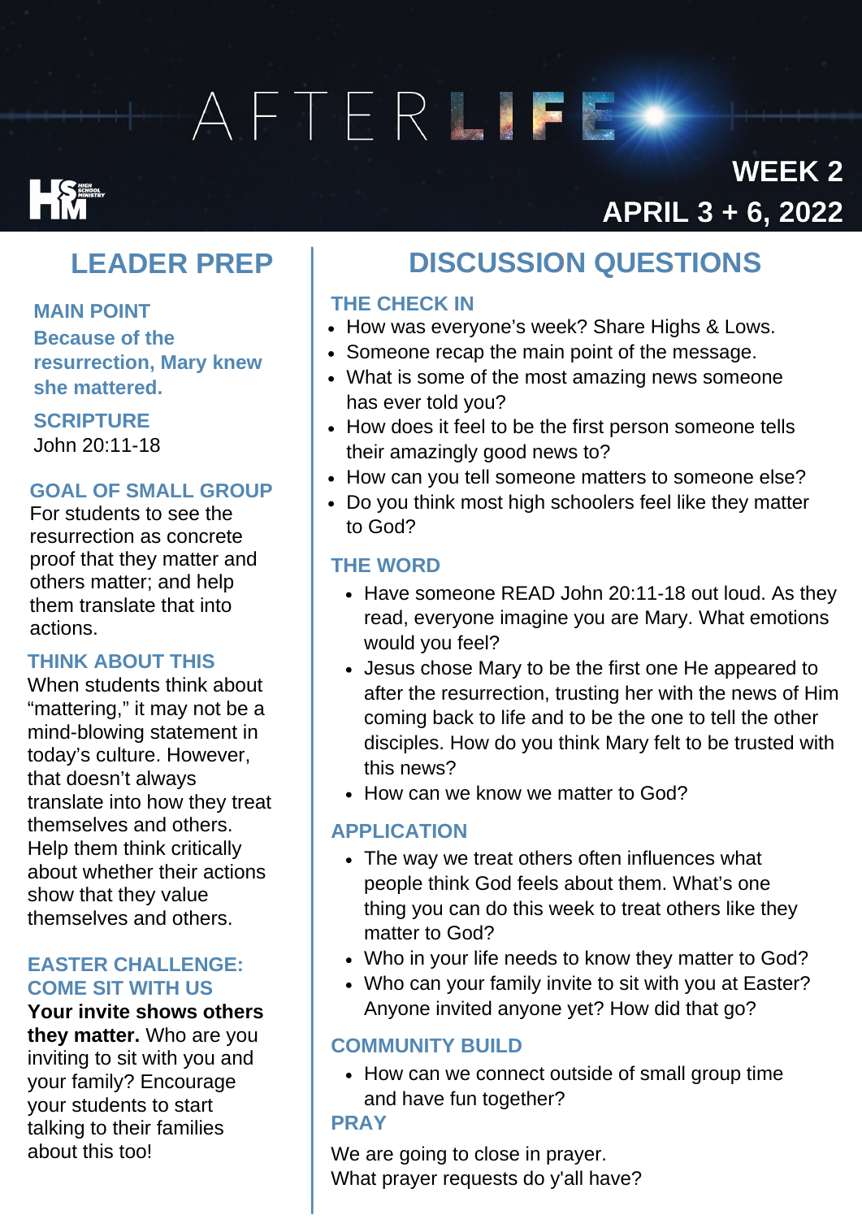# AFTERLIFE

**HSM** HIGH SCHOOL MINISTRY

**WEEK 2**
**APRIL 3 + 6, 2022**

## LEADER PREP

### MAIN POINT

**Because of the resurrection, Mary knew she mattered.**

### SCRIPTURE

John 20:11-18

### GOAL OF SMALL GROUP

For students to see the resurrection as concrete proof that they matter and others matter; and help them translate that into actions.

### THINK ABOUT THIS

When students think about "mattering," it may not be a mind-blowing statement in today's culture. However, that doesn't always translate into how they treat themselves and others. Help them think critically about whether their actions show that they value themselves and others.

### EASTER CHALLENGE: COME SIT WITH US

**Your invite shows others they matter.** Who are you inviting to sit with you and your family? Encourage your students to start talking to their families about this too!

## DISCUSSION QUESTIONS

### THE CHECK IN

- How was everyone's week? Share Highs & Lows.
- Someone recap the main point of the message.
- What is some of the most amazing news someone has ever told you?
- How does it feel to be the first person someone tells their amazingly good news to?
- How can you tell someone matters to someone else?
- Do you think most high schoolers feel like they matter to God?

### THE WORD

- Have someone READ John 20:11-18 out loud. As they read, everyone imagine you are Mary. What emotions would you feel?
- Jesus chose Mary to be the first one He appeared to after the resurrection, trusting her with the news of Him coming back to life and to be the one to tell the other disciples. How do you think Mary felt to be trusted with this news?
- How can we know we matter to God?

### APPLICATION

- The way we treat others often influences what people think God feels about them. What's one thing you can do this week to treat others like they matter to God?
- Who in your life needs to know they matter to God?
- Who can your family invite to sit with you at Easter? Anyone invited anyone yet? How did that go?

### COMMUNITY BUILD

- How can we connect outside of small group time and have fun together?

### PRAY

We are going to close in prayer.
What prayer requests do y'all have?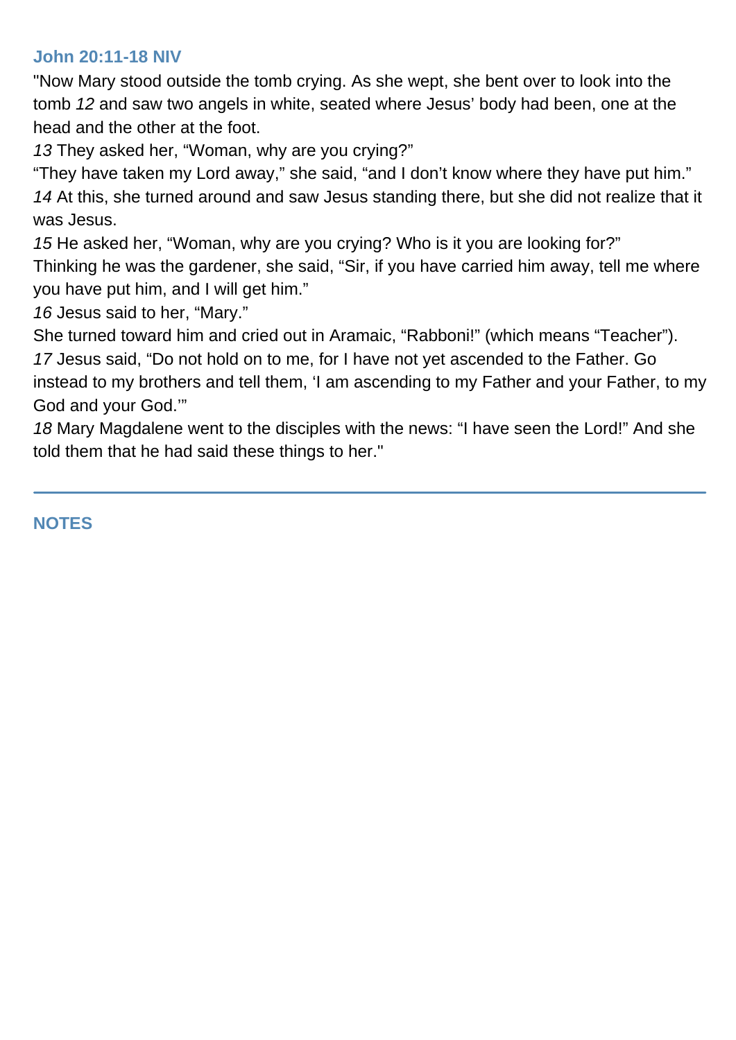### John 20:11-18 NIV

"Now Mary stood outside the tomb crying. As she wept, she bent over to look into the tomb *12* and saw two angels in white, seated where Jesus' body had been, one at the head and the other at the foot.
*13* They asked her, "Woman, why are you crying?"
"They have taken my Lord away," she said, "and I don't know where they have put him."
*14* At this, she turned around and saw Jesus standing there, but she did not realize that it was Jesus.
*15* He asked her, "Woman, why are you crying? Who is it you are looking for?"
Thinking he was the gardener, she said, "Sir, if you have carried him away, tell me where you have put him, and I will get him."
*16* Jesus said to her, "Mary."
She turned toward him and cried out in Aramaic, "Rabboni!" (which means "Teacher").
*17* Jesus said, "Do not hold on to me, for I have not yet ascended to the Father. Go instead to my brothers and tell them, 'I am ascending to my Father and your Father, to my God and your God.'"
*18* Mary Magdalene went to the disciples with the news: "I have seen the Lord!" And she told them that he had said these things to her."

---

### NOTES